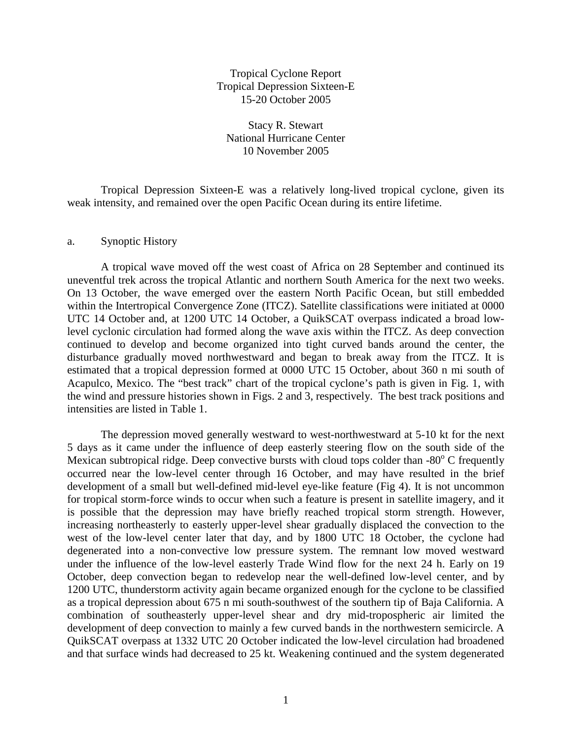# Tropical Cyclone Report
# Tropical Depression Sixteen-E
# 15-20 October 2005

Stacy R. Stewart
National Hurricane Center
10 November 2005

Tropical Depression Sixteen-E was a relatively long-lived tropical cyclone, given its weak intensity, and remained over the open Pacific Ocean during its entire lifetime.

## a. Synoptic History

A tropical wave moved off the west coast of Africa on 28 September and continued its uneventful trek across the tropical Atlantic and northern South America for the next two weeks. On 13 October, the wave emerged over the eastern North Pacific Ocean, but still embedded within the Intertropical Convergence Zone (ITCZ). Satellite classifications were initiated at 0000 UTC 14 October and, at 1200 UTC 14 October, a QuikSCAT overpass indicated a broad low-level cyclonic circulation had formed along the wave axis within the ITCZ. As deep convection continued to develop and become organized into tight curved bands around the center, the disturbance gradually moved northwestward and began to break away from the ITCZ. It is estimated that a tropical depression formed at 0000 UTC 15 October, about 360 n mi south of Acapulco, Mexico. The "best track" chart of the tropical cyclone's path is given in Fig. 1, with the wind and pressure histories shown in Figs. 2 and 3, respectively. The best track positions and intensities are listed in Table 1.

The depression moved generally westward to west-northwestward at 5-10 kt for the next 5 days as it came under the influence of deep easterly steering flow on the south side of the Mexican subtropical ridge. Deep convective bursts with cloud tops colder than -80$^{o}$ C frequently occurred near the low-level center through 16 October, and may have resulted in the brief development of a small but well-defined mid-level eye-like feature (Fig 4). It is not uncommon for tropical storm-force winds to occur when such a feature is present in satellite imagery, and it is possible that the depression may have briefly reached tropical storm strength. However, increasing northeasterly to easterly upper-level shear gradually displaced the convection to the west of the low-level center later that day, and by 1800 UTC 18 October, the cyclone had degenerated into a non-convective low pressure system. The remnant low moved westward under the influence of the low-level easterly Trade Wind flow for the next 24 h. Early on 19 October, deep convection began to redevelop near the well-defined low-level center, and by 1200 UTC, thunderstorm activity again became organized enough for the cyclone to be classified as a tropical depression about 675 n mi south-southwest of the southern tip of Baja California. A combination of southeasterly upper-level shear and dry mid-tropospheric air limited the development of deep convection to mainly a few curved bands in the northwestern semicircle. A QuikSCAT overpass at 1332 UTC 20 October indicated the low-level circulation had broadened and that surface winds had decreased to 25 kt. Weakening continued and the system degenerated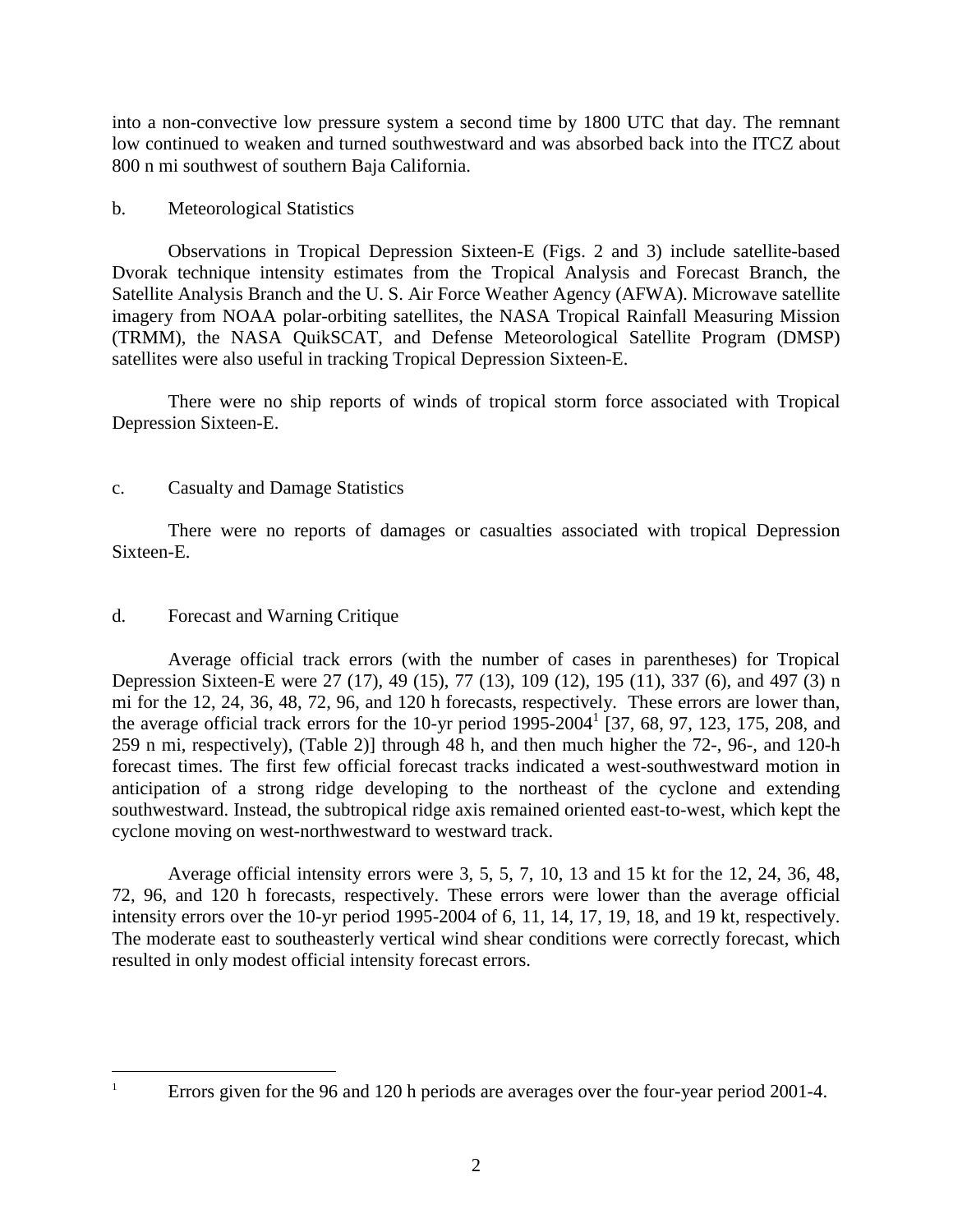into a non-convective low pressure system a second time by 1800 UTC that day. The remnant low continued to weaken and turned southwestward and was absorbed back into the ITCZ about 800 n mi southwest of southern Baja California.

## b. Meteorological Statistics

Observations in Tropical Depression Sixteen-E (Figs. 2 and 3) include satellite-based Dvorak technique intensity estimates from the Tropical Analysis and Forecast Branch, the Satellite Analysis Branch and the U. S. Air Force Weather Agency (AFWA). Microwave satellite imagery from NOAA polar-orbiting satellites, the NASA Tropical Rainfall Measuring Mission (TRMM), the NASA QuikSCAT, and Defense Meteorological Satellite Program (DMSP) satellites were also useful in tracking Tropical Depression Sixteen-E.

There were no ship reports of winds of tropical storm force associated with Tropical Depression Sixteen-E.

## c. Casualty and Damage Statistics

There were no reports of damages or casualties associated with tropical Depression Sixteen-E.

## d. Forecast and Warning Critique

Average official track errors (with the number of cases in parentheses) for Tropical Depression Sixteen-E were 27 (17), 49 (15), 77 (13), 109 (12), 195 (11), 337 (6), and 497 (3) n mi for the 12, 24, 36, 48, 72, 96, and 120 h forecasts, respectively. These errors are lower than, the average official track errors for the 10-yr period 1995-2004[1] [37, 68, 97, 123, 175, 208, and 259 n mi, respectively), (Table 2)] through 48 h, and then much higher the 72-, 96-, and 120-h forecast times. The first few official forecast tracks indicated a west-southwestward motion in anticipation of a strong ridge developing to the northeast of the cyclone and extending southwestward. Instead, the subtropical ridge axis remained oriented east-to-west, which kept the cyclone moving on west-northwestward to westward track.

Average official intensity errors were 3, 5, 5, 7, 10, 13 and 15 kt for the 12, 24, 36, 48, 72, 96, and 120 h forecasts, respectively. These errors were lower than the average official intensity errors over the 10-yr period 1995-2004 of 6, 11, 14, 17, 19, 18, and 19 kt, respectively. The moderate east to southeasterly vertical wind shear conditions were correctly forecast, which resulted in only modest official intensity forecast errors.

---

[1] Errors given for the 96 and 120 h periods are averages over the four-year period 2001-4.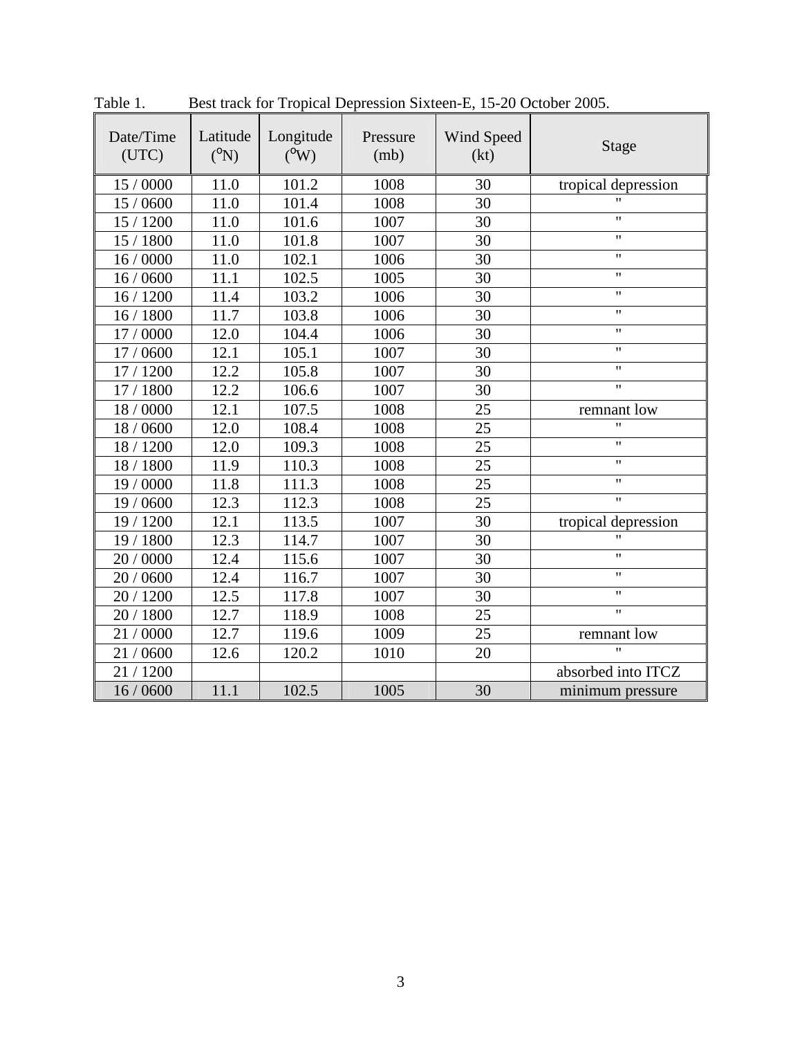Table 1. Best track for Tropical Depression Sixteen-E, 15-20 October 2005.

| Date/Time (UTC) | Latitude (°N) | Longitude (°W) | Pressure (mb) | Wind Speed (kt) | Stage |
|---|---|---|---|---|---|
| 15 / 0000 | 11.0 | 101.2 | 1008 | 30 | tropical depression |
| 15 / 0600 | 11.0 | 101.4 | 1008 | 30 | " |
| 15 / 1200 | 11.0 | 101.6 | 1007 | 30 | " |
| 15 / 1800 | 11.0 | 101.8 | 1007 | 30 | " |
| 16 / 0000 | 11.0 | 102.1 | 1006 | 30 | " |
| 16 / 0600 | 11.1 | 102.5 | 1005 | 30 | " |
| 16 / 1200 | 11.4 | 103.2 | 1006 | 30 | " |
| 16 / 1800 | 11.7 | 103.8 | 1006 | 30 | " |
| 17 / 0000 | 12.0 | 104.4 | 1006 | 30 | " |
| 17 / 0600 | 12.1 | 105.1 | 1007 | 30 | " |
| 17 / 1200 | 12.2 | 105.8 | 1007 | 30 | " |
| 17 / 1800 | 12.2 | 106.6 | 1007 | 30 | " |
| 18 / 0000 | 12.1 | 107.5 | 1008 | 25 | remnant low |
| 18 / 0600 | 12.0 | 108.4 | 1008 | 25 | " |
| 18 / 1200 | 12.0 | 109.3 | 1008 | 25 | " |
| 18 / 1800 | 11.9 | 110.3 | 1008 | 25 | " |
| 19 / 0000 | 11.8 | 111.3 | 1008 | 25 | " |
| 19 / 0600 | 12.3 | 112.3 | 1008 | 25 | " |
| 19 / 1200 | 12.1 | 113.5 | 1007 | 30 | tropical depression |
| 19 / 1800 | 12.3 | 114.7 | 1007 | 30 | " |
| 20 / 0000 | 12.4 | 115.6 | 1007 | 30 | " |
| 20 / 0600 | 12.4 | 116.7 | 1007 | 30 | " |
| 20 / 1200 | 12.5 | 117.8 | 1007 | 30 | " |
| 20 / 1800 | 12.7 | 118.9 | 1008 | 25 | " |
| 21 / 0000 | 12.7 | 119.6 | 1009 | 25 | remnant low |
| 21 / 0600 | 12.6 | 120.2 | 1010 | 20 | " |
| 21 / 1200 | | | | | absorbed into ITCZ |
| 16 / 0600 | 11.1 | 102.5 | 1005 | 30 | minimum pressure |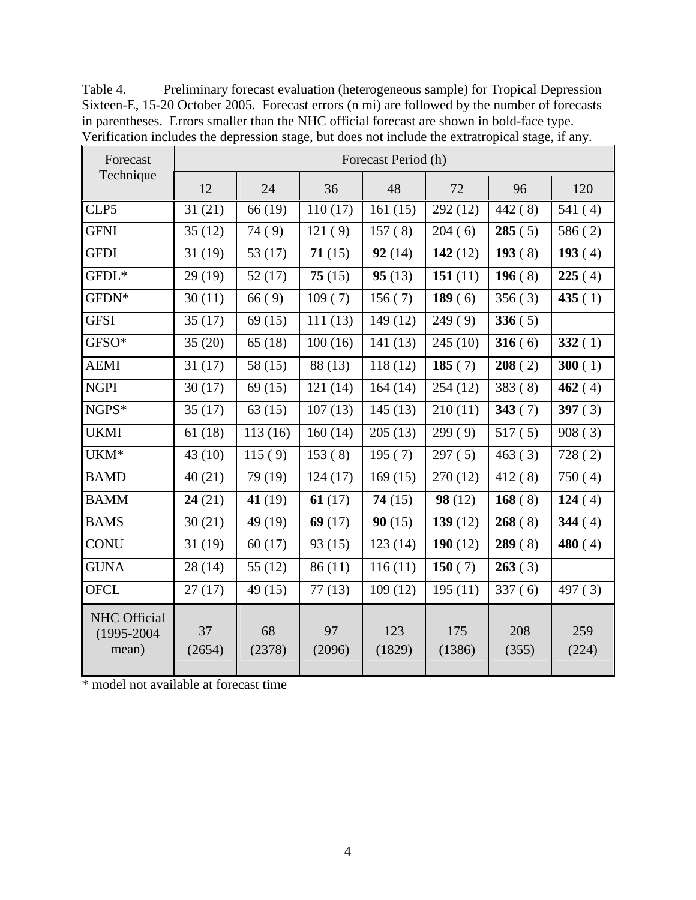Table 4. Preliminary forecast evaluation (heterogeneous sample) for Tropical Depression Sixteen-E, 15-20 October 2005. Forecast errors (n mi) are followed by the number of forecasts in parentheses. Errors smaller than the NHC official forecast are shown in bold-face type. Verification includes the depression stage, but does not include the extratropical stage, if any.

| Forecast Technique | Forecast Period (h) | | | | | | |
|---|---|---|---|---|---|---|---|
| | 12 | 24 | 36 | 48 | 72 | 96 | 120 |
| CLP5 | 31 (21) | 66 (19) | 110 (17) | 161 (15) | 292 (12) | 442 ( 8) | 541 ( 4) |
| GFNI | 35 (12) | 74 ( 9) | 121 ( 9) | 157 ( 8) | 204 ( 6) | **285** ( 5) | 586 ( 2) |
| GFDI | 31 (19) | 53 (17) | **71** (15) | **92** (14) | **142** (12) | **193** ( 8) | **193** ( 4) |
| GFDL* | 29 (19) | 52 (17) | **75** (15) | **95** (13) | **151** (11) | **196** ( 8) | **225** ( 4) |
| GFDN* | 30 (11) | 66 ( 9) | 109 ( 7) | 156 ( 7) | **189** ( 6) | 356 ( 3) | **435** ( 1) |
| GFSI | 35 (17) | 69 (15) | 111 (13) | 149 (12) | 249 ( 9) | **336** ( 5) | |
| GFSO* | 35 (20) | 65 (18) | 100 (16) | 141 (13) | 245 (10) | **316** ( 6) | **332** ( 1) |
| AEMI | 31 (17) | 58 (15) | 88 (13) | 118 (12) | **185** ( 7) | **208** ( 2) | **300** ( 1) |
| NGPI | 30 (17) | 69 (15) | 121 (14) | 164 (14) | 254 (12) | 383 ( 8) | **462** ( 4) |
| NGPS* | 35 (17) | 63 (15) | 107 (13) | 145 (13) | 210 (11) | **343** ( 7) | **397** ( 3) |
| UKMI | 61 (18) | 113 (16) | 160 (14) | 205 (13) | 299 ( 9) | 517 ( 5) | 908 ( 3) |
| UKM* | 43 (10) | 115 ( 9) | 153 ( 8) | 195 ( 7) | 297 ( 5) | 463 ( 3) | 728 ( 2) |
| BAMD | 40 (21) | 79 (19) | 124 (17) | 169 (15) | 270 (12) | 412 ( 8) | 750 ( 4) |
| BAMM | **24** (21) | **41** (19) | **61** (17) | **74** (15) | **98** (12) | **168** ( 8) | **124** ( 4) |
| BAMS | 30 (21) | 49 (19) | **69** (17) | **90** (15) | **139** (12) | **268** ( 8) | **344** ( 4) |
| CONU | 31 (19) | 60 (17) | 93 (15) | 123 (14) | **190** (12) | **289** ( 8) | **480** ( 4) |
| GUNA | 28 (14) | 55 (12) | 86 (11) | 116 (11) | **150** ( 7) | **263** ( 3) | |
| OFCL | 27 (17) | 49 (15) | 77 (13) | 109 (12) | 195 (11) | 337 ( 6) | 497 ( 3) |
| NHC Official (1995-2004 mean) | 37 (2654) | 68 (2378) | 97 (2096) | 123 (1829) | 175 (1386) | 208 (355) | 259 (224) |

* model not available at forecast time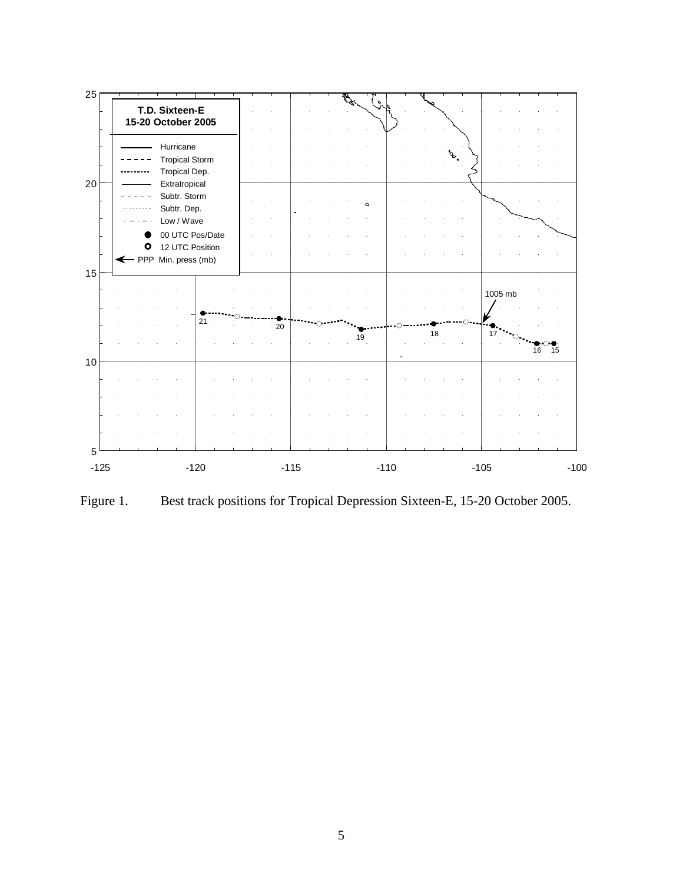Figure 1. Best track positions for Tropical Depression Sixteen-E, 15-20 October 2005.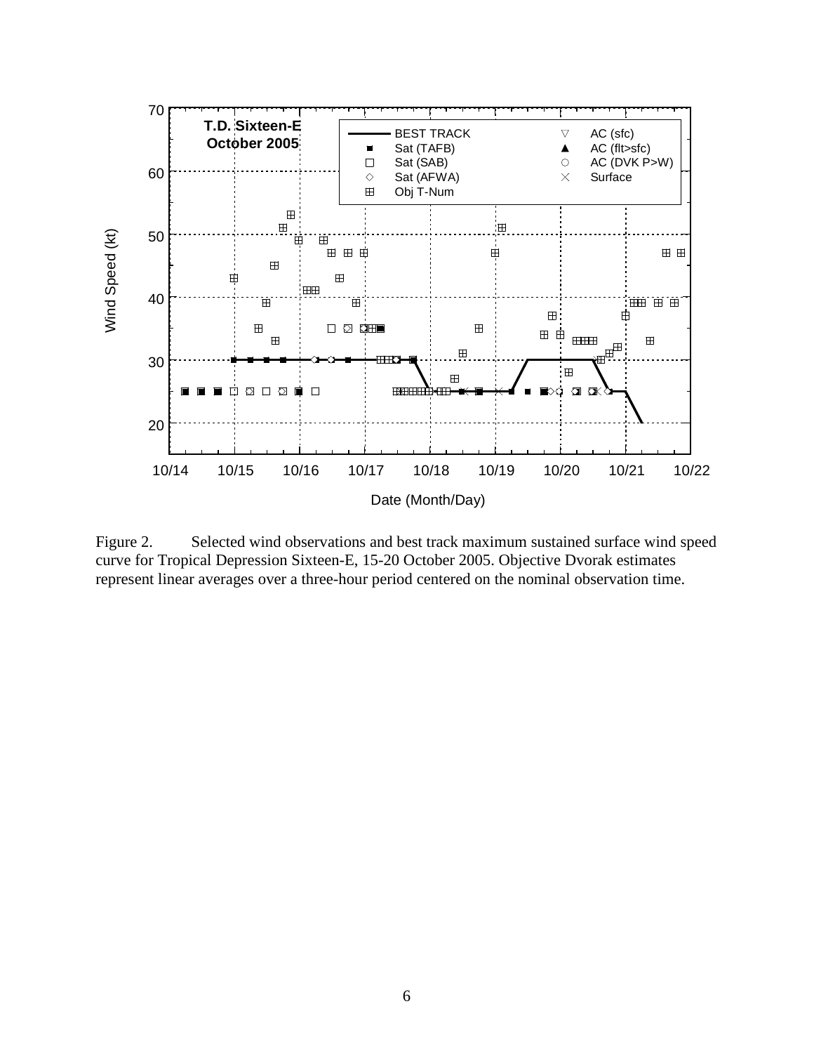Figure 2. Selected wind observations and best track maximum sustained surface wind speed curve for Tropical Depression Sixteen-E, 15-20 October 2005. Objective Dvorak estimates represent linear averages over a three-hour period centered on the nominal observation time.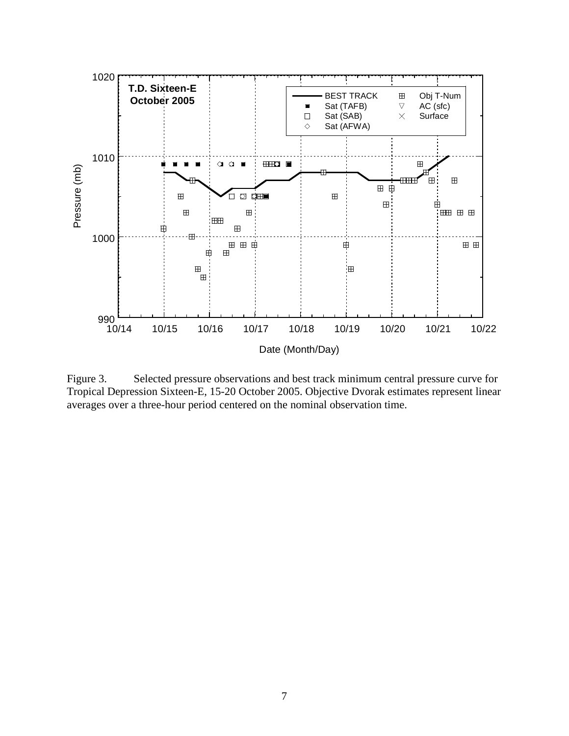Figure 3. Selected pressure observations and best track minimum central pressure curve for Tropical Depression Sixteen-E, 15-20 October 2005. Objective Dvorak estimates represent linear averages over a three-hour period centered on the nominal observation time.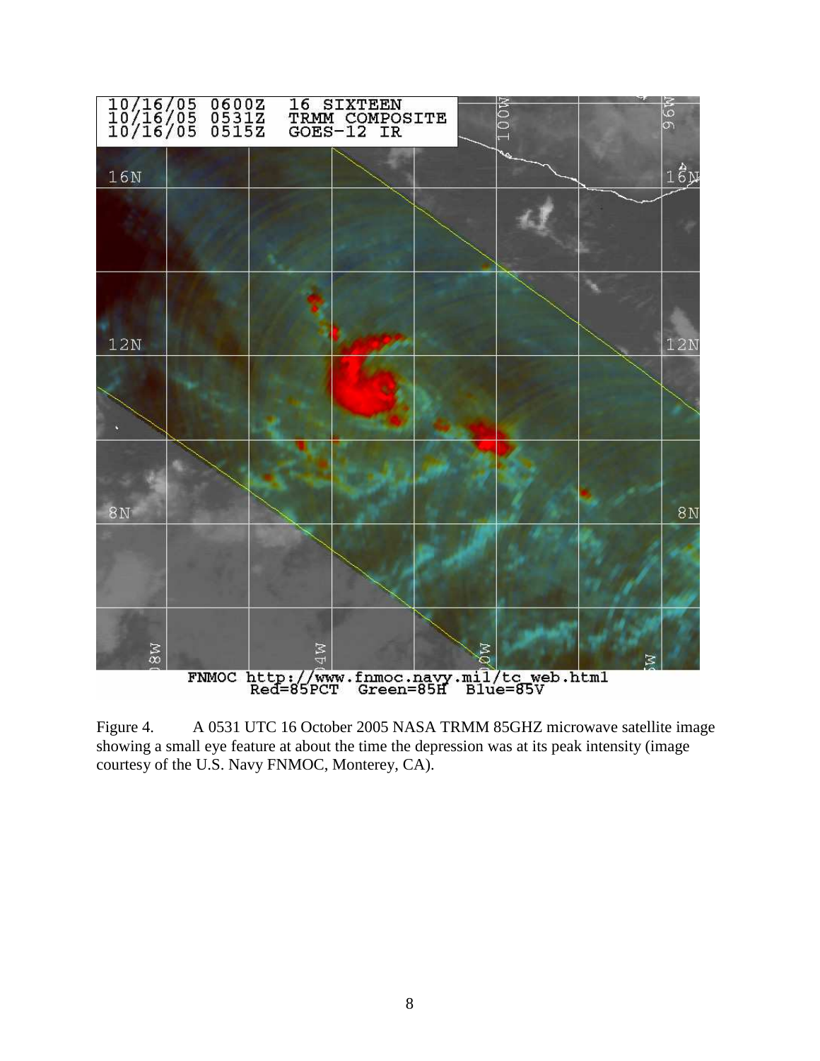10/16/05 0600Z 16 SIXTEEN
10/16/05 0531Z TRMM COMPOSITE
10/16/05 0515Z GOES-12 IR

16N
12N
8N
100W
96W
108W
104W
100W
96W

FNMOC http://www.fnmoc.navy.mil/tc_web.html
Red=85PCT Green=85H Blue=85V

Figure 4. A 0531 UTC 16 October 2005 NASA TRMM 85GHZ microwave satellite image showing a small eye feature at about the time the depression was at its peak intensity (image courtesy of the U.S. Navy FNMOC, Monterey, CA).